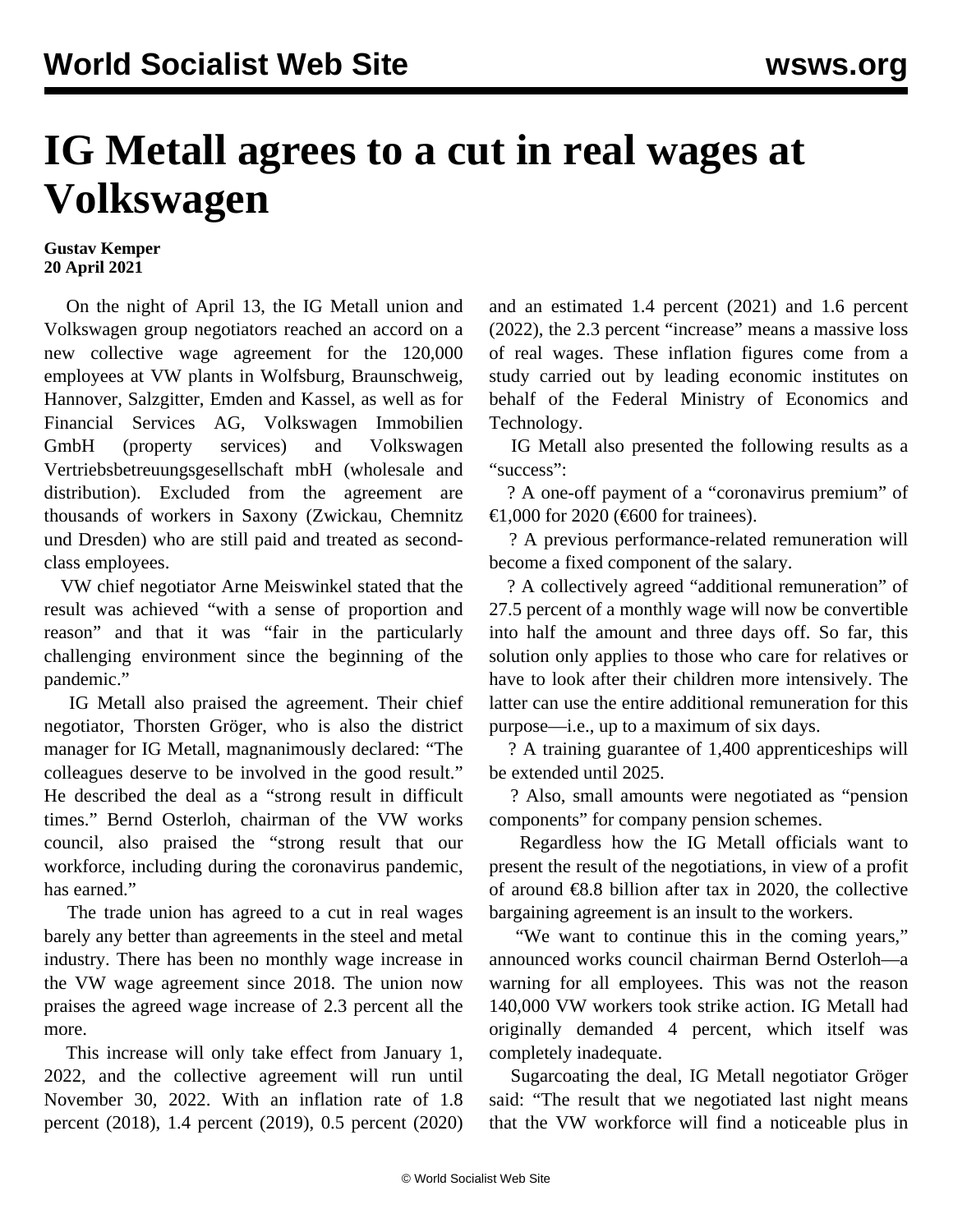# IG Metall agrees to a cut in real wages at Volkswagen

**Gustav Kemper**
**20 April 2021**

On the night of April 13, the IG Metall union and Volkswagen group negotiators reached an accord on a new collective wage agreement for the 120,000 employees at VW plants in Wolfsburg, Braunschweig, Hannover, Salzgitter, Emden and Kassel, as well as for Financial Services AG, Volkswagen Immobilien GmbH (property services) and Volkswagen Vertriebsbetreuungsgesellschaft mbH (wholesale and distribution). Excluded from the agreement are thousands of workers in Saxony (Zwickau, Chemnitz und Dresden) who are still paid and treated as second-class employees.

VW chief negotiator Arne Meiswinkel stated that the result was achieved "with a sense of proportion and reason" and that it was "fair in the particularly challenging environment since the beginning of the pandemic."

IG Metall also praised the agreement. Their chief negotiator, Thorsten Gröger, who is also the district manager for IG Metall, magnanimously declared: "The colleagues deserve to be involved in the good result." He described the deal as a "strong result in difficult times." Bernd Osterloh, chairman of the VW works council, also praised the "strong result that our workforce, including during the coronavirus pandemic, has earned."

The trade union has agreed to a cut in real wages barely any better than agreements in the steel and metal industry. There has been no monthly wage increase in the VW wage agreement since 2018. The union now praises the agreed wage increase of 2.3 percent all the more.

This increase will only take effect from January 1, 2022, and the collective agreement will run until November 30, 2022. With an inflation rate of 1.8 percent (2018), 1.4 percent (2019), 0.5 percent (2020) and an estimated 1.4 percent (2021) and 1.6 percent (2022), the 2.3 percent "increase" means a massive loss of real wages. These inflation figures come from a study carried out by leading economic institutes on behalf of the Federal Ministry of Economics and Technology.

IG Metall also presented the following results as a "success":

? A one-off payment of a "coronavirus premium" of €1,000 for 2020 (€600 for trainees).

? A previous performance-related remuneration will become a fixed component of the salary.

? A collectively agreed "additional remuneration" of 27.5 percent of a monthly wage will now be convertible into half the amount and three days off. So far, this solution only applies to those who care for relatives or have to look after their children more intensively. The latter can use the entire additional remuneration for this purpose—i.e., up to a maximum of six days.

? A training guarantee of 1,400 apprenticeships will be extended until 2025.

? Also, small amounts were negotiated as "pension components" for company pension schemes.

Regardless how the IG Metall officials want to present the result of the negotiations, in view of a profit of around €8.8 billion after tax in 2020, the collective bargaining agreement is an insult to the workers.

"We want to continue this in the coming years," announced works council chairman Bernd Osterloh—a warning for all employees. This was not the reason 140,000 VW workers took strike action. IG Metall had originally demanded 4 percent, which itself was completely inadequate.

Sugarcoating the deal, IG Metall negotiator Gröger said: "The result that we negotiated last night means that the VW workforce will find a noticeable plus in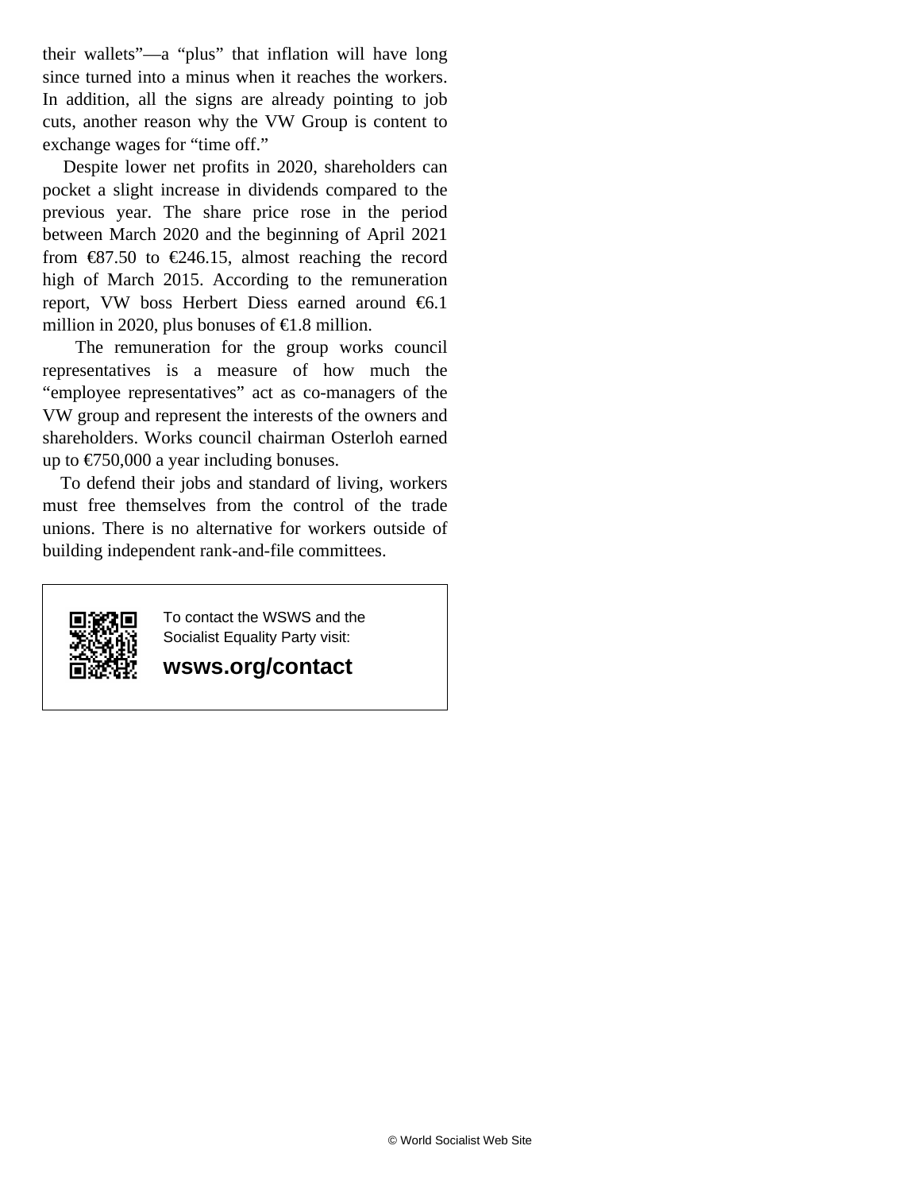their wallets"—a "plus" that inflation will have long since turned into a minus when it reaches the workers. In addition, all the signs are already pointing to job cuts, another reason why the VW Group is content to exchange wages for "time off."

Despite lower net profits in 2020, shareholders can pocket a slight increase in dividends compared to the previous year. The share price rose in the period between March 2020 and the beginning of April 2021 from €87.50 to €246.15, almost reaching the record high of March 2015. According to the remuneration report, VW boss Herbert Diess earned around €6.1 million in 2020, plus bonuses of €1.8 million.

The remuneration for the group works council representatives is a measure of how much the "employee representatives" act as co-managers of the VW group and represent the interests of the owners and shareholders. Works council chairman Osterloh earned up to €750,000 a year including bonuses.

To defend their jobs and standard of living, workers must free themselves from the control of the trade unions. There is no alternative for workers outside of building independent rank-and-file committees.

To contact the WSWS and the Socialist Equality Party visit:

**wsws.org/contact**